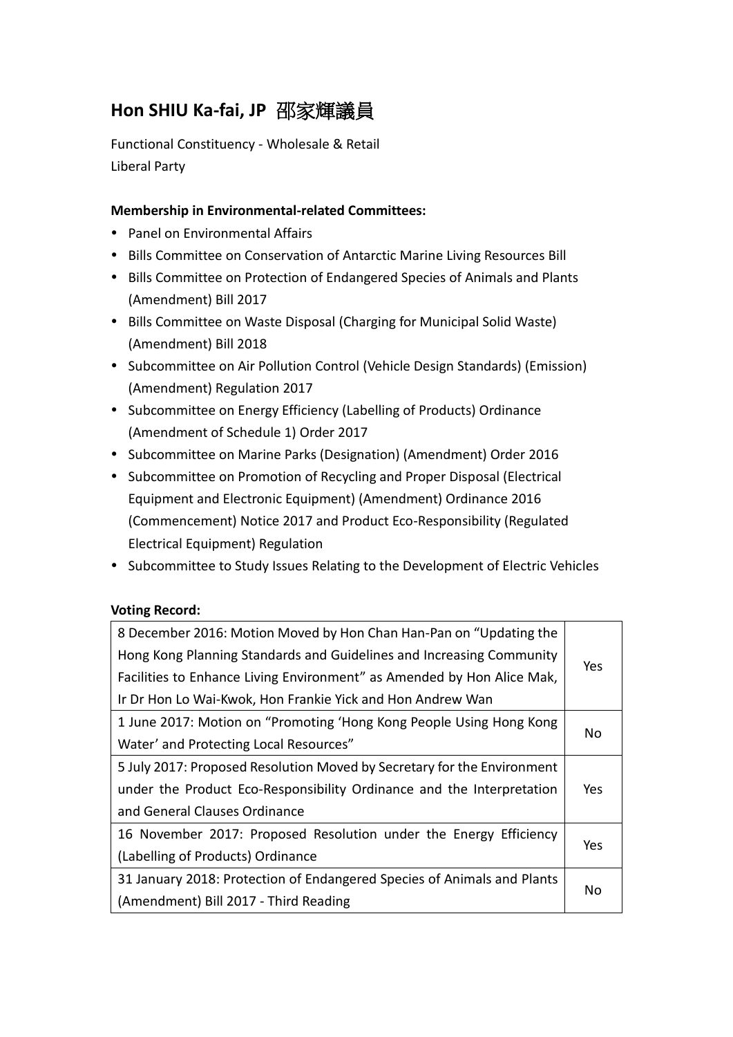# Hon SHIU Ka-fai, JP 邵家輝議員

Functional Constituency - Wholesale & Retail
Liberal Party

**Membership in Environmental-related Committees:**

- Panel on Environmental Affairs
- Bills Committee on Conservation of Antarctic Marine Living Resources Bill
- Bills Committee on Protection of Endangered Species of Animals and Plants (Amendment) Bill 2017
- Bills Committee on Waste Disposal (Charging for Municipal Solid Waste) (Amendment) Bill 2018
- Subcommittee on Air Pollution Control (Vehicle Design Standards) (Emission) (Amendment) Regulation 2017
- Subcommittee on Energy Efficiency (Labelling of Products) Ordinance (Amendment of Schedule 1) Order 2017
- Subcommittee on Marine Parks (Designation) (Amendment) Order 2016
- Subcommittee on Promotion of Recycling and Proper Disposal (Electrical Equipment and Electronic Equipment) (Amendment) Ordinance 2016 (Commencement) Notice 2017 and Product Eco-Responsibility (Regulated Electrical Equipment) Regulation
- Subcommittee to Study Issues Relating to the Development of Electric Vehicles

**Voting Record:**

| | |
|---|---|
| 8 December 2016: Motion Moved by Hon Chan Han-Pan on “Updating the Hong Kong Planning Standards and Guidelines and Increasing Community Facilities to Enhance Living Environment” as Amended by Hon Alice Mak, Ir Dr Hon Lo Wai-Kwok, Hon Frankie Yick and Hon Andrew Wan | Yes |
| 1 June 2017: Motion on “Promoting ‘Hong Kong People Using Hong Kong Water’ and Protecting Local Resources” | No |
| 5 July 2017: Proposed Resolution Moved by Secretary for the Environment under the Product Eco-Responsibility Ordinance and the Interpretation and General Clauses Ordinance | Yes |
| 16 November 2017: Proposed Resolution under the Energy Efficiency (Labelling of Products) Ordinance | Yes |
| 31 January 2018: Protection of Endangered Species of Animals and Plants (Amendment) Bill 2017 - Third Reading | No |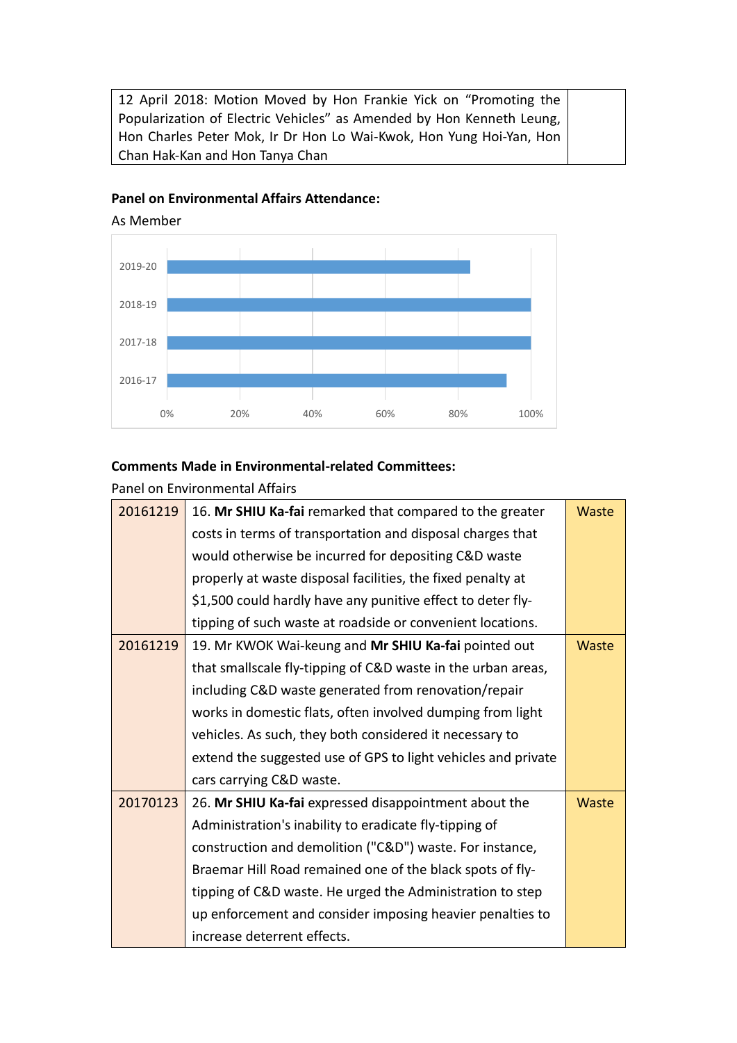| 12 April 2018: Motion Moved by Hon Frankie Yick on "Promoting the Popularization of Electric Vehicles" as Amended by Hon Kenneth Leung, Hon Charles Peter Mok, Ir Dr Hon Lo Wai-Kwok, Hon Yung Hoi-Yan, Hon Chan Hak-Kan and Hon Tanya Chan | |
|---|---|

**Panel on Environmental Affairs Attendance:**

As Member

| Year | Attendance |
|---|---|
| 2019-20 | ~83% |
| 2018-19 | 100% |
| 2017-18 | 100% |
| 2016-17 | ~93% |

**Comments Made in Environmental-related Committees:**

Panel on Environmental Affairs

| Date | Comment | Topic |
|---|---|---|
| 20161219 | 16. **Mr SHIU Ka-fai** remarked that compared to the greater costs in terms of transportation and disposal charges that would otherwise be incurred for depositing C&D waste properly at waste disposal facilities, the fixed penalty at $1,500 could hardly have any punitive effect to deter fly-tipping of such waste at roadside or convenient locations. | Waste |
| 20161219 | 19. Mr KWOK Wai-keung and **Mr SHIU Ka-fai** pointed out that smallscale fly-tipping of C&D waste in the urban areas, including C&D waste generated from renovation/repair works in domestic flats, often involved dumping from light vehicles. As such, they both considered it necessary to extend the suggested use of GPS to light vehicles and private cars carrying C&D waste. | Waste |
| 20170123 | 26. **Mr SHIU Ka-fai** expressed disappointment about the Administration's inability to eradicate fly-tipping of construction and demolition ("C&D") waste. For instance, Braemar Hill Road remained one of the black spots of fly-tipping of C&D waste. He urged the Administration to step up enforcement and consider imposing heavier penalties to increase deterrent effects. | Waste |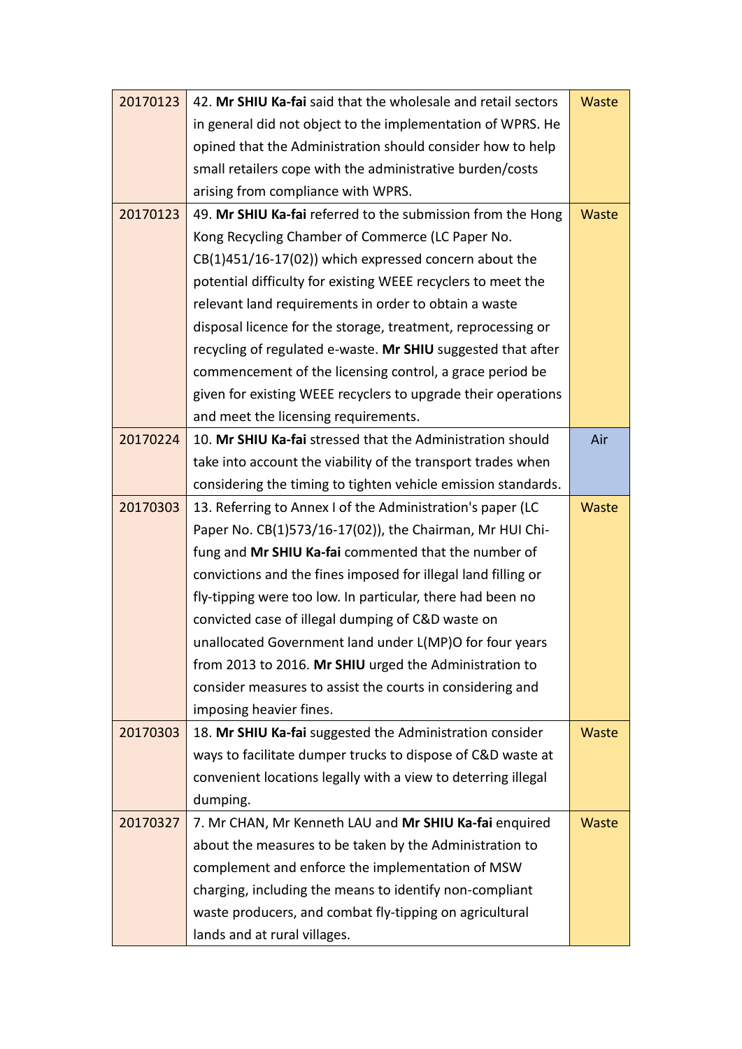| 20170123 | 42. **Mr SHIU Ka-fai** said that the wholesale and retail sectors in general did not object to the implementation of WPRS. He opined that the Administration should consider how to help small retailers cope with the administrative burden/costs arising from compliance with WPRS. | Waste |
|---|---|---|
| 20170123 | 49. **Mr SHIU Ka-fai** referred to the submission from the Hong Kong Recycling Chamber of Commerce (LC Paper No. CB(1)451/16-17(02)) which expressed concern about the potential difficulty for existing WEEE recyclers to meet the relevant land requirements in order to obtain a waste disposal licence for the storage, treatment, reprocessing or recycling of regulated e-waste. **Mr SHIU** suggested that after commencement of the licensing control, a grace period be given for existing WEEE recyclers to upgrade their operations and meet the licensing requirements. | Waste |
| 20170224 | 10. **Mr SHIU Ka-fai** stressed that the Administration should take into account the viability of the transport trades when considering the timing to tighten vehicle emission standards. | Air |
| 20170303 | 13. Referring to Annex I of the Administration's paper (LC Paper No. CB(1)573/16-17(02)), the Chairman, Mr HUI Chi-fung and **Mr SHIU Ka-fai** commented that the number of convictions and the fines imposed for illegal land filling or fly-tipping were too low. In particular, there had been no convicted case of illegal dumping of C&D waste on unallocated Government land under L(MP)O for four years from 2013 to 2016. **Mr SHIU** urged the Administration to consider measures to assist the courts in considering and imposing heavier fines. | Waste |
| 20170303 | 18. **Mr SHIU Ka-fai** suggested the Administration consider ways to facilitate dumper trucks to dispose of C&D waste at convenient locations legally with a view to deterring illegal dumping. | Waste |
| 20170327 | 7. Mr CHAN, Mr Kenneth LAU and **Mr SHIU Ka-fai** enquired about the measures to be taken by the Administration to complement and enforce the implementation of MSW charging, including the means to identify non-compliant waste producers, and combat fly-tipping on agricultural lands and at rural villages. | Waste |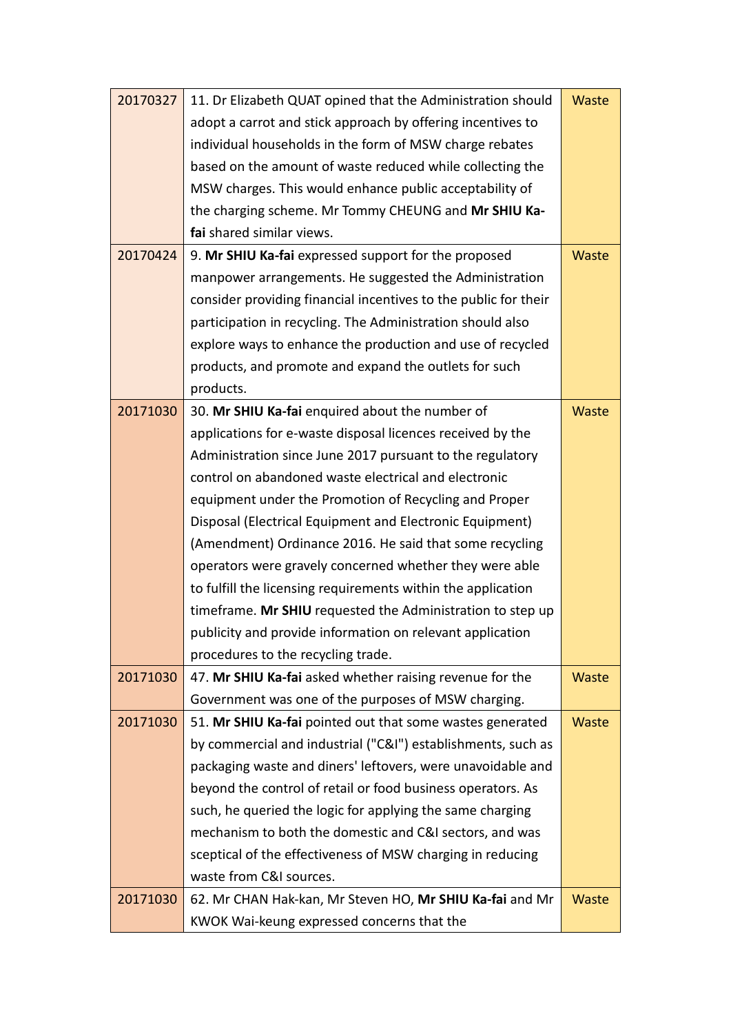| | | |
|---|---|---|
| 20170327 | 11. Dr Elizabeth QUAT opined that the Administration should adopt a carrot and stick approach by offering incentives to individual households in the form of MSW charge rebates based on the amount of waste reduced while collecting the MSW charges. This would enhance public acceptability of the charging scheme. Mr Tommy CHEUNG and **Mr SHIU Ka-fai** shared similar views. | Waste |
| 20170424 | 9. **Mr SHIU Ka-fai** expressed support for the proposed manpower arrangements. He suggested the Administration consider providing financial incentives to the public for their participation in recycling. The Administration should also explore ways to enhance the production and use of recycled products, and promote and expand the outlets for such products. | Waste |
| 20171030 | 30. **Mr SHIU Ka-fai** enquired about the number of applications for e-waste disposal licences received by the Administration since June 2017 pursuant to the regulatory control on abandoned waste electrical and electronic equipment under the Promotion of Recycling and Proper Disposal (Electrical Equipment and Electronic Equipment) (Amendment) Ordinance 2016. He said that some recycling operators were gravely concerned whether they were able to fulfill the licensing requirements within the application timeframe. **Mr SHIU** requested the Administration to step up publicity and provide information on relevant application procedures to the recycling trade. | Waste |
| 20171030 | 47. **Mr SHIU Ka-fai** asked whether raising revenue for the Government was one of the purposes of MSW charging. | Waste |
| 20171030 | 51. **Mr SHIU Ka-fai** pointed out that some wastes generated by commercial and industrial ("C&I") establishments, such as packaging waste and diners' leftovers, were unavoidable and beyond the control of retail or food business operators. As such, he queried the logic for applying the same charging mechanism to both the domestic and C&I sectors, and was sceptical of the effectiveness of MSW charging in reducing waste from C&I sources. | Waste |
| 20171030 | 62. Mr CHAN Hak-kan, Mr Steven HO, **Mr SHIU Ka-fai** and Mr KWOK Wai-keung expressed concerns that the | Waste |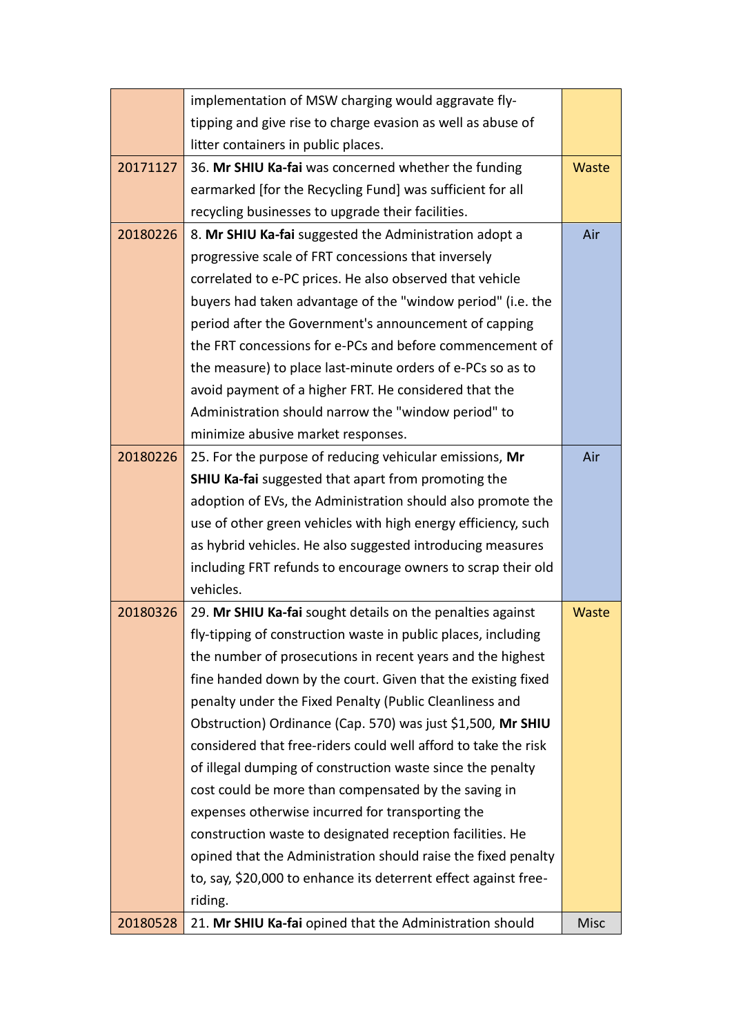| | | |
|---|---|---|
| | implementation of MSW charging would aggravate fly-tipping and give rise to charge evasion as well as abuse of litter containers in public places. | |
| 20171127 | 36. **Mr SHIU Ka-fai** was concerned whether the funding earmarked [for the Recycling Fund] was sufficient for all recycling businesses to upgrade their facilities. | Waste |
| 20180226 | 8. **Mr SHIU Ka-fai** suggested the Administration adopt a progressive scale of FRT concessions that inversely correlated to e-PC prices. He also observed that vehicle buyers had taken advantage of the "window period" (i.e. the period after the Government's announcement of capping the FRT concessions for e-PCs and before commencement of the measure) to place last-minute orders of e-PCs so as to avoid payment of a higher FRT. He considered that the Administration should narrow the "window period" to minimize abusive market responses. | Air |
| 20180226 | 25. For the purpose of reducing vehicular emissions, **Mr SHIU Ka-fai** suggested that apart from promoting the adoption of EVs, the Administration should also promote the use of other green vehicles with high energy efficiency, such as hybrid vehicles. He also suggested introducing measures including FRT refunds to encourage owners to scrap their old vehicles. | Air |
| 20180326 | 29. **Mr SHIU Ka-fai** sought details on the penalties against fly-tipping of construction waste in public places, including the number of prosecutions in recent years and the highest fine handed down by the court. Given that the existing fixed penalty under the Fixed Penalty (Public Cleanliness and Obstruction) Ordinance (Cap. 570) was just $1,500, **Mr SHIU** considered that free-riders could well afford to take the risk of illegal dumping of construction waste since the penalty cost could be more than compensated by the saving in expenses otherwise incurred for transporting the construction waste to designated reception facilities. He opined that the Administration should raise the fixed penalty to, say, $20,000 to enhance its deterrent effect against free-riding. | Waste |
| 20180528 | 21. **Mr SHIU Ka-fai** opined that the Administration should | Misc |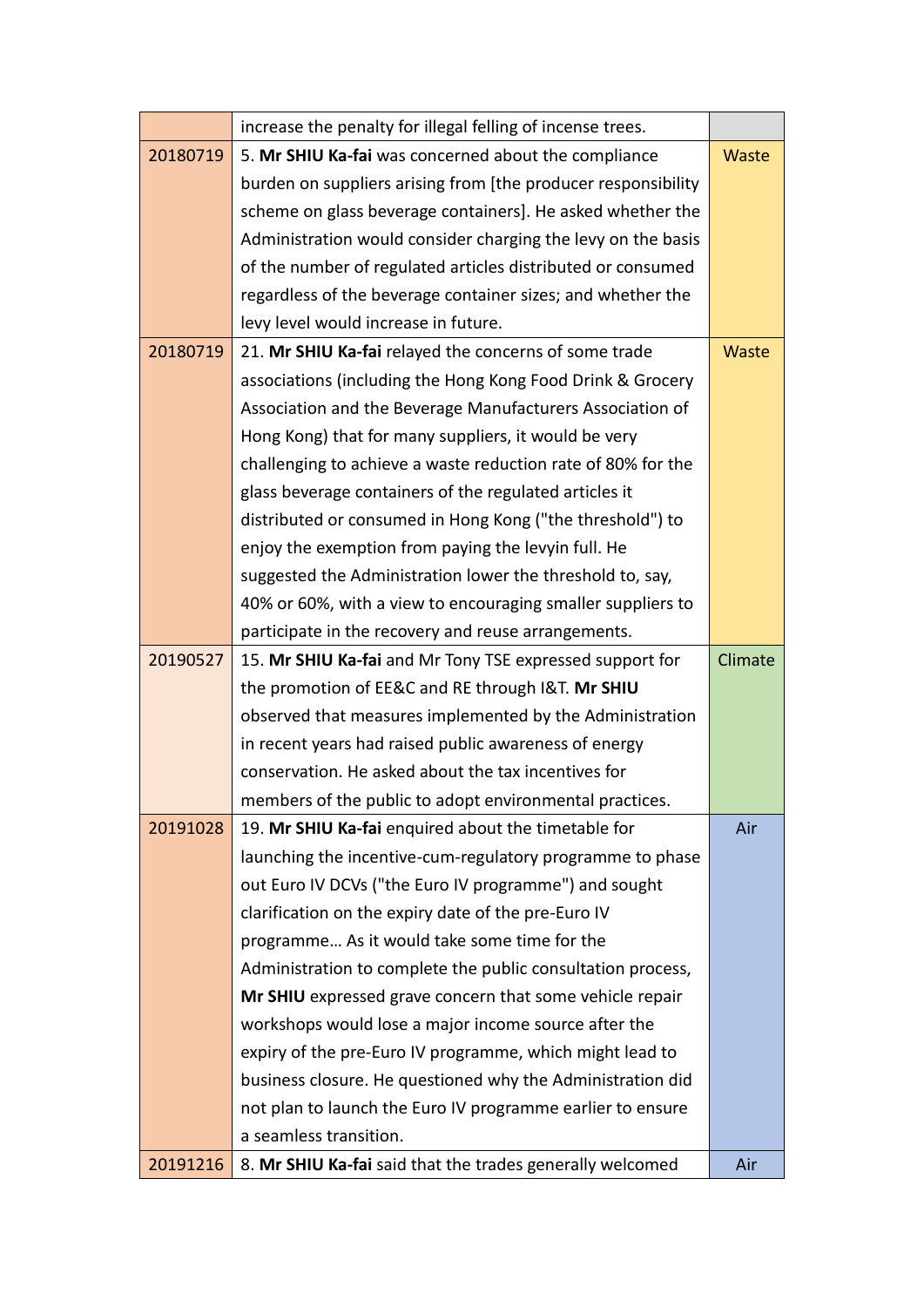| | | |
|---|---|---|
| | increase the penalty for illegal felling of incense trees. | |
| 20180719 | 5. **Mr SHIU Ka-fai** was concerned about the compliance burden on suppliers arising from [the producer responsibility scheme on glass beverage containers]. He asked whether the Administration would consider charging the levy on the basis of the number of regulated articles distributed or consumed regardless of the beverage container sizes; and whether the levy level would increase in future. | Waste |
| 20180719 | 21. **Mr SHIU Ka-fai** relayed the concerns of some trade associations (including the Hong Kong Food Drink & Grocery Association and the Beverage Manufacturers Association of Hong Kong) that for many suppliers, it would be very challenging to achieve a waste reduction rate of 80% for the glass beverage containers of the regulated articles it distributed or consumed in Hong Kong ("the threshold") to enjoy the exemption from paying the levyin full. He suggested the Administration lower the threshold to, say, 40% or 60%, with a view to encouraging smaller suppliers to participate in the recovery and reuse arrangements. | Waste |
| 20190527 | 15. **Mr SHIU Ka-fai** and Mr Tony TSE expressed support for the promotion of EE&C and RE through I&T. **Mr SHIU** observed that measures implemented by the Administration in recent years had raised public awareness of energy conservation. He asked about the tax incentives for members of the public to adopt environmental practices. | Climate |
| 20191028 | 19. **Mr SHIU Ka-fai** enquired about the timetable for launching the incentive-cum-regulatory programme to phase out Euro IV DCVs ("the Euro IV programme") and sought clarification on the expiry date of the pre-Euro IV programme… As it would take some time for the Administration to complete the public consultation process, **Mr SHIU** expressed grave concern that some vehicle repair workshops would lose a major income source after the expiry of the pre-Euro IV programme, which might lead to business closure. He questioned why the Administration did not plan to launch the Euro IV programme earlier to ensure a seamless transition. | Air |
| 20191216 | 8. **Mr SHIU Ka-fai** said that the trades generally welcomed | Air |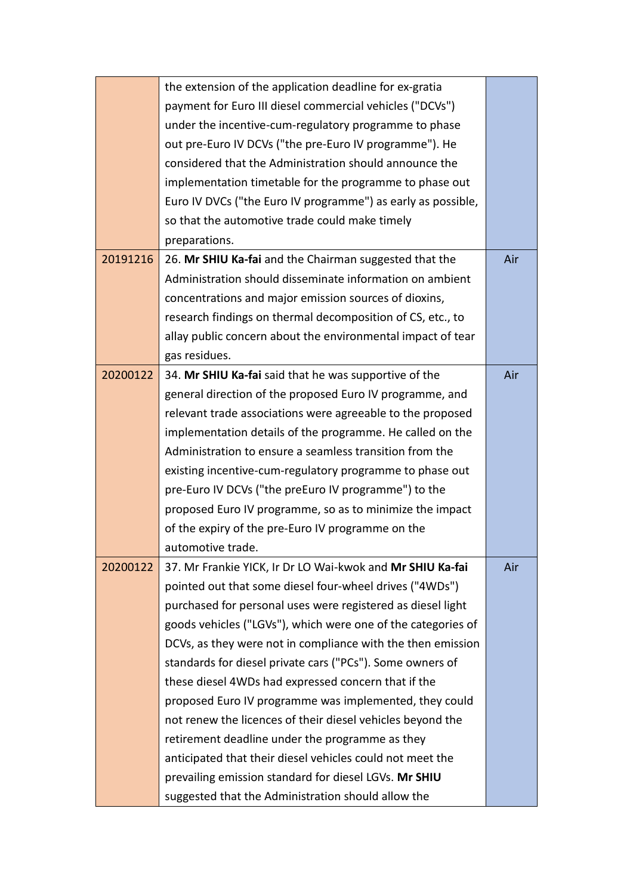| | | |
|---|---|---|
| | the extension of the application deadline for ex-gratia payment for Euro III diesel commercial vehicles ("DCVs") under the incentive-cum-regulatory programme to phase out pre-Euro IV DCVs ("the pre-Euro IV programme"). He considered that the Administration should announce the implementation timetable for the programme to phase out Euro IV DVCs ("the Euro IV programme") as early as possible, so that the automotive trade could make timely preparations. | |
| 20191216 | 26. **Mr SHIU Ka-fai** and the Chairman suggested that the Administration should disseminate information on ambient concentrations and major emission sources of dioxins, research findings on thermal decomposition of CS, etc., to allay public concern about the environmental impact of tear gas residues. | Air |
| 20200122 | 34. **Mr SHIU Ka-fai** said that he was supportive of the general direction of the proposed Euro IV programme, and relevant trade associations were agreeable to the proposed implementation details of the programme. He called on the Administration to ensure a seamless transition from the existing incentive-cum-regulatory programme to phase out pre-Euro IV DCVs ("the preEuro IV programme") to the proposed Euro IV programme, so as to minimize the impact of the expiry of the pre-Euro IV programme on the automotive trade. | Air |
| 20200122 | 37. Mr Frankie YICK, Ir Dr LO Wai-kwok and **Mr SHIU Ka-fai** pointed out that some diesel four-wheel drives ("4WDs") purchased for personal uses were registered as diesel light goods vehicles ("LGVs"), which were one of the categories of DCVs, as they were not in compliance with the then emission standards for diesel private cars ("PCs"). Some owners of these diesel 4WDs had expressed concern that if the proposed Euro IV programme was implemented, they could not renew the licences of their diesel vehicles beyond the retirement deadline under the programme as they anticipated that their diesel vehicles could not meet the prevailing emission standard for diesel LGVs. **Mr SHIU** suggested that the Administration should allow the | Air |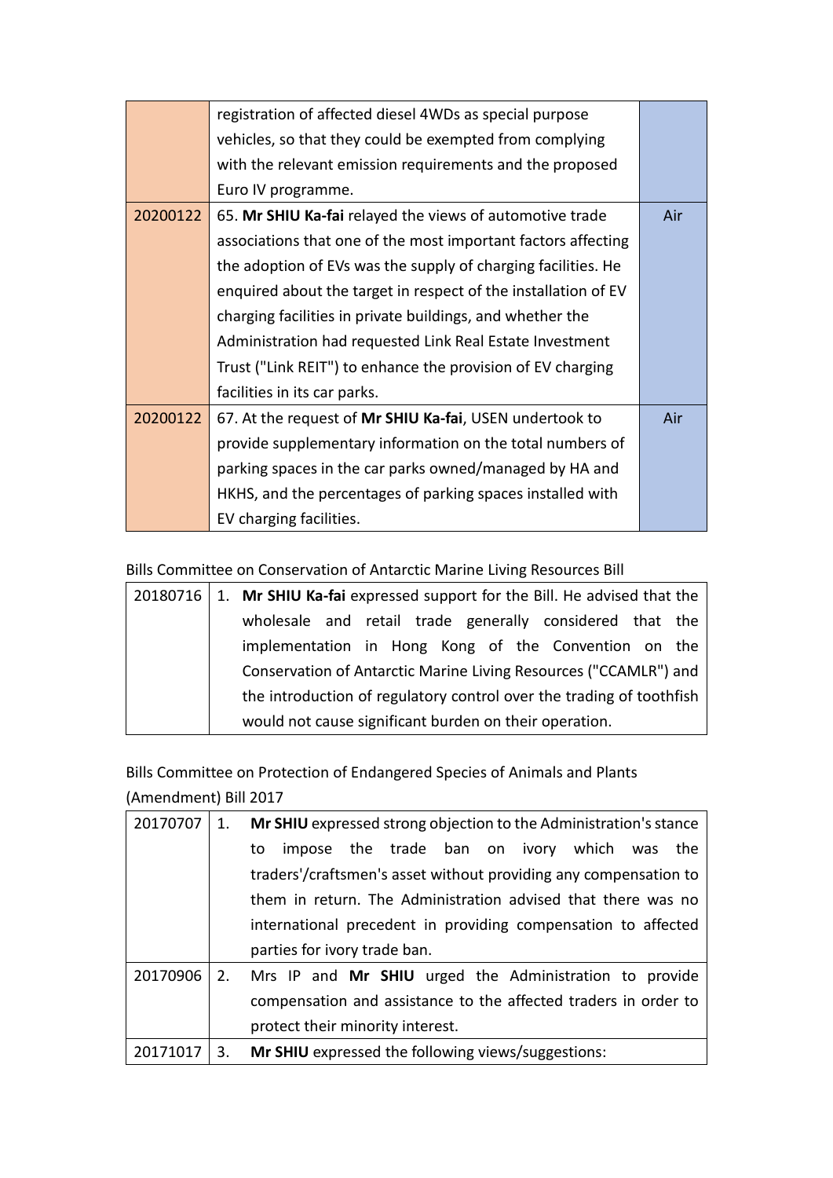| | | |
|---|---|---|
| | registration of affected diesel 4WDs as special purpose vehicles, so that they could be exempted from complying with the relevant emission requirements and the proposed Euro IV programme. | |
| 20200122 | 65. **Mr SHIU Ka-fai** relayed the views of automotive trade associations that one of the most important factors affecting the adoption of EVs was the supply of charging facilities. He enquired about the target in respect of the installation of EV charging facilities in private buildings, and whether the Administration had requested Link Real Estate Investment Trust ("Link REIT") to enhance the provision of EV charging facilities in its car parks. | Air |
| 20200122 | 67. At the request of **Mr SHIU Ka-fai**, USEN undertook to provide supplementary information on the total numbers of parking spaces in the car parks owned/managed by HA and HKHS, and the percentages of parking spaces installed with EV charging facilities. | Air |

Bills Committee on Conservation of Antarctic Marine Living Resources Bill

| | |
|---|---|
| 20180716 | 1. **Mr SHIU Ka-fai** expressed support for the Bill. He advised that the wholesale and retail trade generally considered that the implementation in Hong Kong of the Convention on the Conservation of Antarctic Marine Living Resources ("CCAMLR") and the introduction of regulatory control over the trading of toothfish would not cause significant burden on their operation. |

Bills Committee on Protection of Endangered Species of Animals and Plants (Amendment) Bill 2017

| | |
|---|---|
| 20170707 | 1. **Mr SHIU** expressed strong objection to the Administration's stance to impose the trade ban on ivory which was the traders'/craftsmen's asset without providing any compensation to them in return. The Administration advised that there was no international precedent in providing compensation to affected parties for ivory trade ban. |
| 20170906 | 2. Mrs IP and **Mr SHIU** urged the Administration to provide compensation and assistance to the affected traders in order to protect their minority interest. |
| 20171017 | 3. **Mr SHIU** expressed the following views/suggestions: |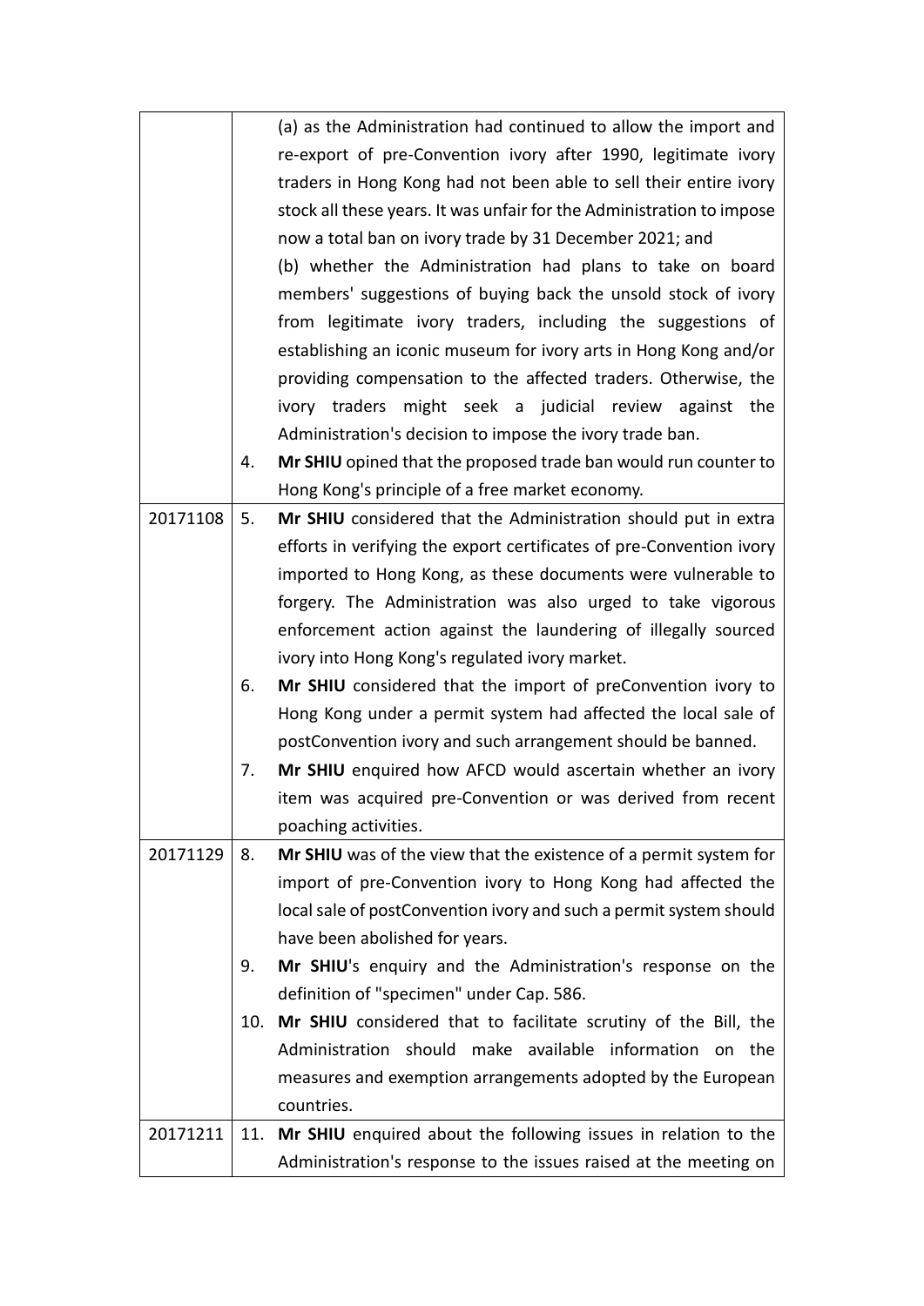| | |
|---|---|
| | (a) as the Administration had continued to allow the import and re-export of pre-Convention ivory after 1990, legitimate ivory traders in Hong Kong had not been able to sell their entire ivory stock all these years. It was unfair for the Administration to impose now a total ban on ivory trade by 31 December 2021; and<br>(b) whether the Administration had plans to take on board members' suggestions of buying back the unsold stock of ivory from legitimate ivory traders, including the suggestions of establishing an iconic museum for ivory arts in Hong Kong and/or providing compensation to the affected traders. Otherwise, the ivory traders might seek a judicial review against the Administration's decision to impose the ivory trade ban.<br>4. **Mr SHIU** opined that the proposed trade ban would run counter to Hong Kong's principle of a free market economy. |
| 20171108 | 5. **Mr SHIU** considered that the Administration should put in extra efforts in verifying the export certificates of pre-Convention ivory imported to Hong Kong, as these documents were vulnerable to forgery. The Administration was also urged to take vigorous enforcement action against the laundering of illegally sourced ivory into Hong Kong's regulated ivory market.<br>6. **Mr SHIU** considered that the import of preConvention ivory to Hong Kong under a permit system had affected the local sale of postConvention ivory and such arrangement should be banned.<br>7. **Mr SHIU** enquired how AFCD would ascertain whether an ivory item was acquired pre-Convention or was derived from recent poaching activities. |
| 20171129 | 8. **Mr SHIU** was of the view that the existence of a permit system for import of pre-Convention ivory to Hong Kong had affected the local sale of postConvention ivory and such a permit system should have been abolished for years.<br>9. **Mr SHIU**'s enquiry and the Administration's response on the definition of "specimen" under Cap. 586.<br>10. **Mr SHIU** considered that to facilitate scrutiny of the Bill, the Administration should make available information on the measures and exemption arrangements adopted by the European countries. |
| 20171211 | 11. **Mr SHIU** enquired about the following issues in relation to the Administration's response to the issues raised at the meeting on |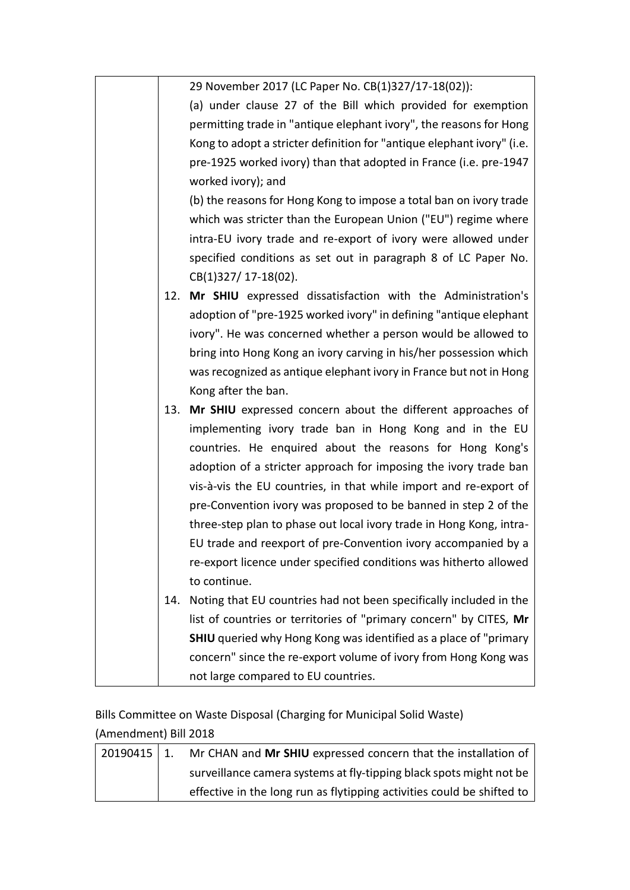| | |
|---|---|
| | 29 November 2017 (LC Paper No. CB(1)327/17-18(02)):<br>(a) under clause 27 of the Bill which provided for exemption permitting trade in "antique elephant ivory", the reasons for Hong Kong to adopt a stricter definition for "antique elephant ivory" (i.e. pre-1925 worked ivory) than that adopted in France (i.e. pre-1947 worked ivory); and<br>(b) the reasons for Hong Kong to impose a total ban on ivory trade which was stricter than the European Union ("EU") regime where intra-EU ivory trade and re-export of ivory were allowed under specified conditions as set out in paragraph 8 of LC Paper No. CB(1)327/ 17-18(02). |
| | 12. **Mr SHIU** expressed dissatisfaction with the Administration's adoption of "pre-1925 worked ivory" in defining "antique elephant ivory". He was concerned whether a person would be allowed to bring into Hong Kong an ivory carving in his/her possession which was recognized as antique elephant ivory in France but not in Hong Kong after the ban. |
| | 13. **Mr SHIU** expressed concern about the different approaches of implementing ivory trade ban in Hong Kong and in the EU countries. He enquired about the reasons for Hong Kong's adoption of a stricter approach for imposing the ivory trade ban vis-à-vis the EU countries, in that while import and re-export of pre-Convention ivory was proposed to be banned in step 2 of the three-step plan to phase out local ivory trade in Hong Kong, intra-EU trade and reexport of pre-Convention ivory accompanied by a re-export licence under specified conditions was hitherto allowed to continue. |
| | 14. Noting that EU countries had not been specifically included in the list of countries or territories of "primary concern" by CITES, **Mr SHIU** queried why Hong Kong was identified as a place of "primary concern" since the re-export volume of ivory from Hong Kong was not large compared to EU countries. |

Bills Committee on Waste Disposal (Charging for Municipal Solid Waste) (Amendment) Bill 2018

| | |
|---|---|
| 20190415 | 1. Mr CHAN and **Mr SHIU** expressed concern that the installation of surveillance camera systems at fly-tipping black spots might not be effective in the long run as flytipping activities could be shifted to |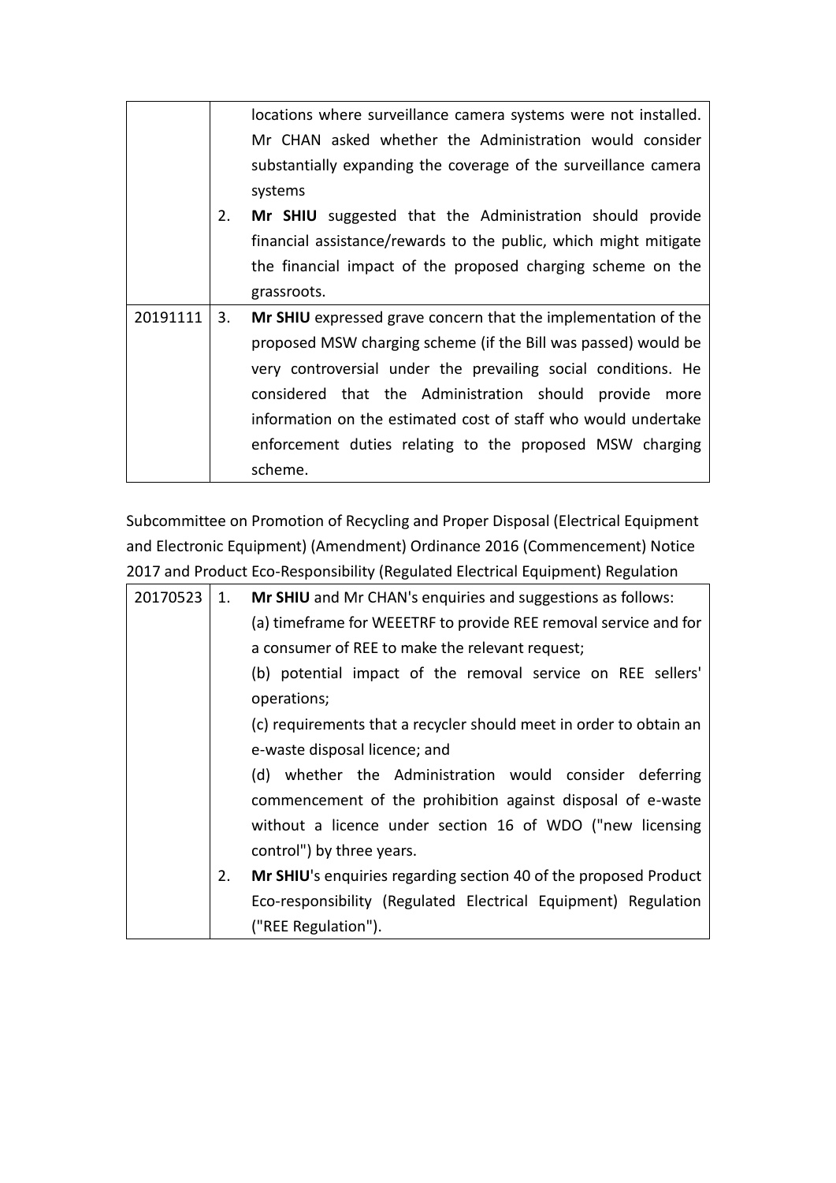| | | |
|---|---|---|
| | | locations where surveillance camera systems were not installed. Mr CHAN asked whether the Administration would consider substantially expanding the coverage of the surveillance camera systems |
| | 2. | **Mr SHIU** suggested that the Administration should provide financial assistance/rewards to the public, which might mitigate the financial impact of the proposed charging scheme on the grassroots. |
| 20191111 | 3. | **Mr SHIU** expressed grave concern that the implementation of the proposed MSW charging scheme (if the Bill was passed) would be very controversial under the prevailing social conditions. He considered that the Administration should provide more information on the estimated cost of staff who would undertake enforcement duties relating to the proposed MSW charging scheme. |

Subcommittee on Promotion of Recycling and Proper Disposal (Electrical Equipment and Electronic Equipment) (Amendment) Ordinance 2016 (Commencement) Notice 2017 and Product Eco-Responsibility (Regulated Electrical Equipment) Regulation

| | | |
|---|---|---|
| 20170523 | 1. | **Mr SHIU** and Mr CHAN's enquiries and suggestions as follows:<br>(a) timeframe for WEEETRF to provide REE removal service and for a consumer of REE to make the relevant request;<br>(b) potential impact of the removal service on REE sellers' operations;<br>(c) requirements that a recycler should meet in order to obtain an e-waste disposal licence; and<br>(d) whether the Administration would consider deferring commencement of the prohibition against disposal of e-waste without a licence under section 16 of WDO ("new licensing control") by three years. |
| | 2. | **Mr SHIU**'s enquiries regarding section 40 of the proposed Product Eco-responsibility (Regulated Electrical Equipment) Regulation ("REE Regulation"). |